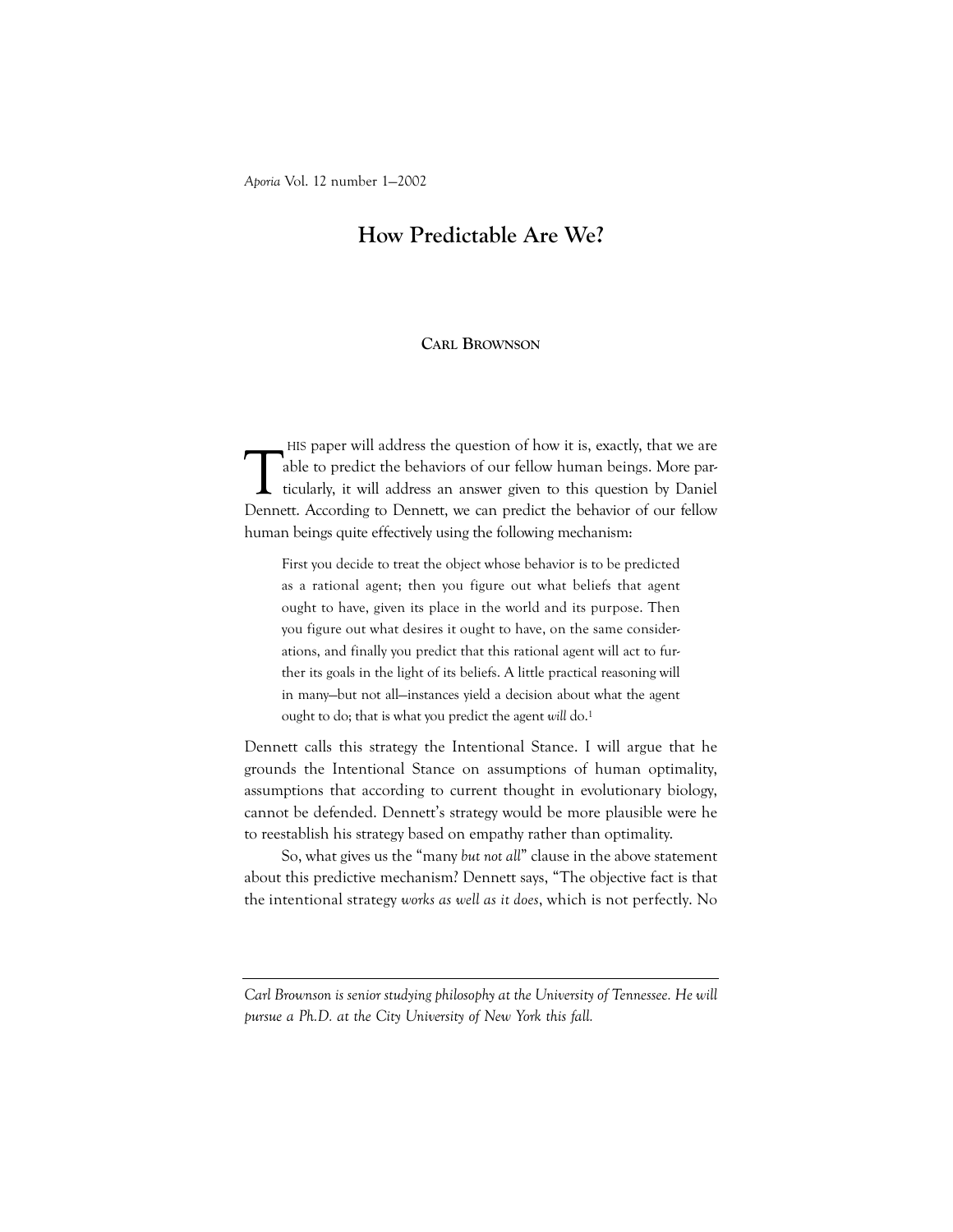# How Predictable Are We?

**Carl Brownson**

This paper will address the question of how it is, exactly, that we are able to predict the behaviors of our fellow human beings. More particularly, it will address an answer given to this question by Daniel Dennett. According to Dennett, we can predict the behavior of our fellow human beings quite effectively using the following mechanism:

> First you decide to treat the object whose behavior is to be predicted as a rational agent; then you figure out what beliefs that agent ought to have, given its place in the world and its purpose. Then you figure out what desires it ought to have, on the same considerations, and finally you predict that this rational agent will act to further its goals in the light of its beliefs. A little practical reasoning will in many—but not all—instances yield a decision about what the agent ought to do; that is what you predict the agent *will* do.[1]

Dennett calls this strategy the Intentional Stance. I will argue that he grounds the Intentional Stance on assumptions of human optimality, assumptions that according to current thought in evolutionary biology, cannot be defended. Dennett's strategy would be more plausible were he to reestablish his strategy based on empathy rather than optimality.

So, what gives us the "many *but not all*" clause in the above statement about this predictive mechanism? Dennett says, "The objective fact is that the intentional strategy *works as well as it does*, which is not perfectly. No

---

*Carl Brownson is senior studying philosophy at the University of Tennessee. He will pursue a Ph.D. at the City University of New York this fall.*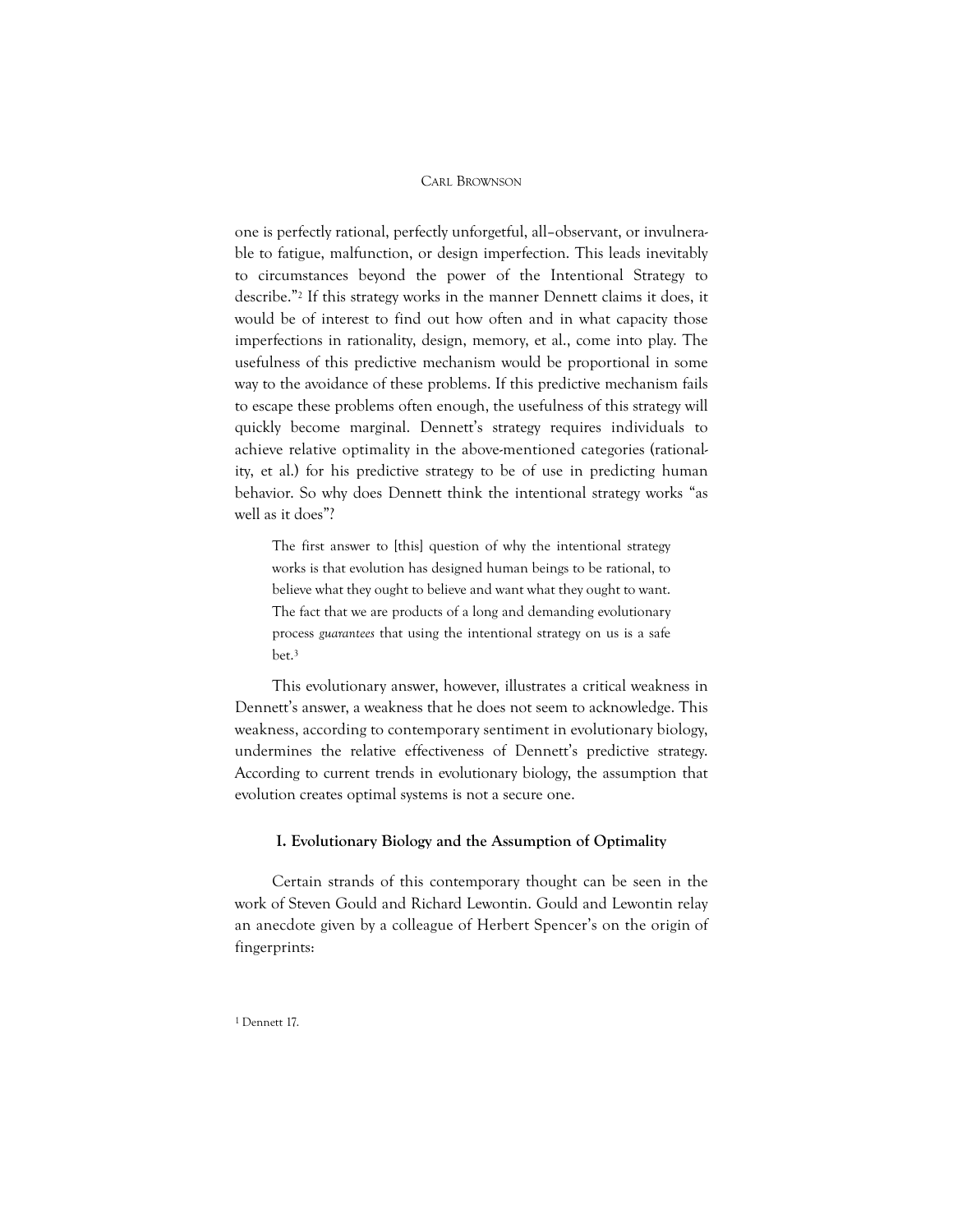one is perfectly rational, perfectly unforgetful, all–observant, or invulnerable to fatigue, malfunction, or design imperfection. This leads inevitably to circumstances beyond the power of the Intentional Strategy to describe."[2] If this strategy works in the manner Dennett claims it does, it would be of interest to find out how often and in what capacity those imperfections in rationality, design, memory, et al., come into play. The usefulness of this predictive mechanism would be proportional in some way to the avoidance of these problems. If this predictive mechanism fails to escape these problems often enough, the usefulness of this strategy will quickly become marginal. Dennett's strategy requires individuals to achieve relative optimality in the above-mentioned categories (rationality, et al.) for his predictive strategy to be of use in predicting human behavior. So why does Dennett think the intentional strategy works "as well as it does"?

> The first answer to [this] question of why the intentional strategy works is that evolution has designed human beings to be rational, to believe what they ought to believe and want what they ought to want. The fact that we are products of a long and demanding evolutionary process *guarantees* that using the intentional strategy on us is a safe bet.[3]

This evolutionary answer, however, illustrates a critical weakness in Dennett's answer, a weakness that he does not seem to acknowledge. This weakness, according to contemporary sentiment in evolutionary biology, undermines the relative effectiveness of Dennett's predictive strategy. According to current trends in evolutionary biology, the assumption that evolution creates optimal systems is not a secure one.

### I. Evolutionary Biology and the Assumption of Optimality

Certain strands of this contemporary thought can be seen in the work of Steven Gould and Richard Lewontin. Gould and Lewontin relay an anecdote given by a colleague of Herbert Spencer's on the origin of fingerprints:

[1] Dennett 17.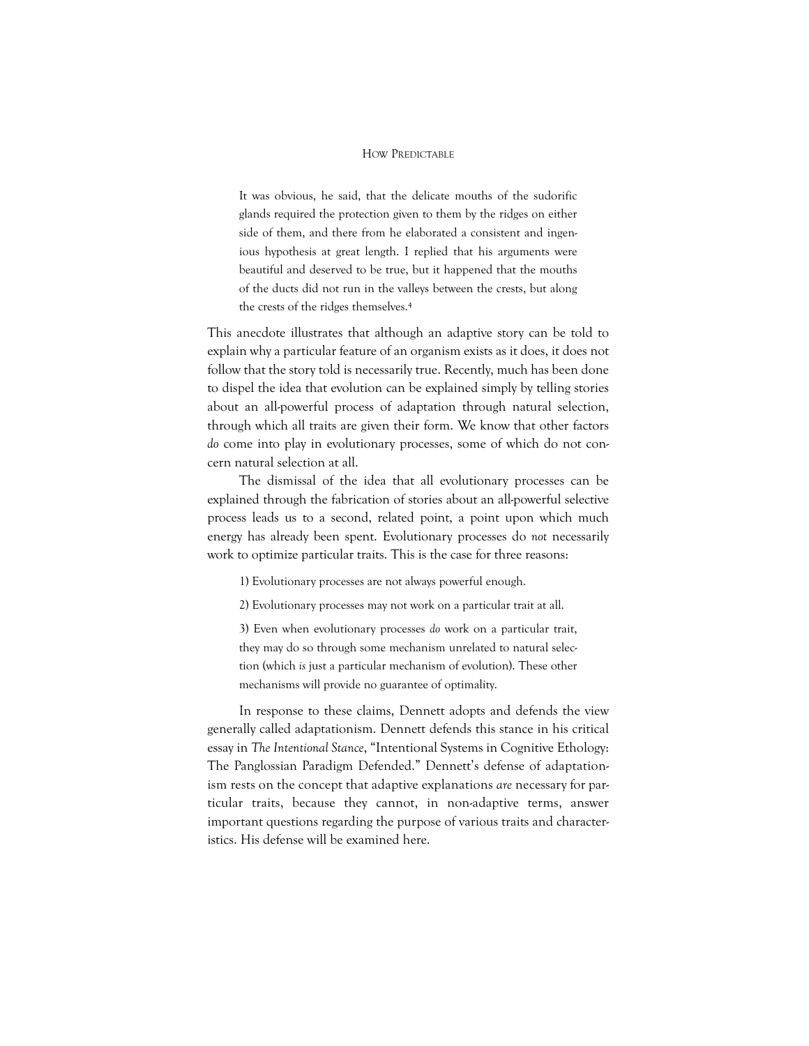> It was obvious, he said, that the delicate mouths of the sudorific glands required the protection given to them by the ridges on either side of them, and there from he elaborated a consistent and ingenious hypothesis at great length. I replied that his arguments were beautiful and deserved to be true, but it happened that the mouths of the ducts did not run in the valleys between the crests, but along the crests of the ridges themselves.[4]

This anecdote illustrates that although an adaptive story can be told to explain why a particular feature of an organism exists as it does, it does not follow that the story told is necessarily true. Recently, much has been done to dispel the idea that evolution can be explained simply by telling stories about an all-powerful process of adaptation through natural selection, through which all traits are given their form. We know that other factors *do* come into play in evolutionary processes, some of which do not concern natural selection at all.

The dismissal of the idea that all evolutionary processes can be explained through the fabrication of stories about an all-powerful selective process leads us to a second, related point, a point upon which much energy has already been spent. Evolutionary processes do *not* necessarily work to optimize particular traits. This is the case for three reasons:

1) Evolutionary processes are not always powerful enough.

2) Evolutionary processes may not work on a particular trait at all.

3) Even when evolutionary processes *do* work on a particular trait, they may do so through some mechanism unrelated to natural selection (which *is* just a particular mechanism of evolution). These other mechanisms will provide no guarantee of optimality.

In response to these claims, Dennett adopts and defends the view generally called adaptationism. Dennett defends this stance in his critical essay in *The Intentional Stance*, "Intentional Systems in Cognitive Ethology: The Panglossian Paradigm Defended." Dennett's defense of adaptationism rests on the concept that adaptive explanations *are* necessary for particular traits, because they cannot, in non-adaptive terms, answer important questions regarding the purpose of various traits and characteristics. His defense will be examined here.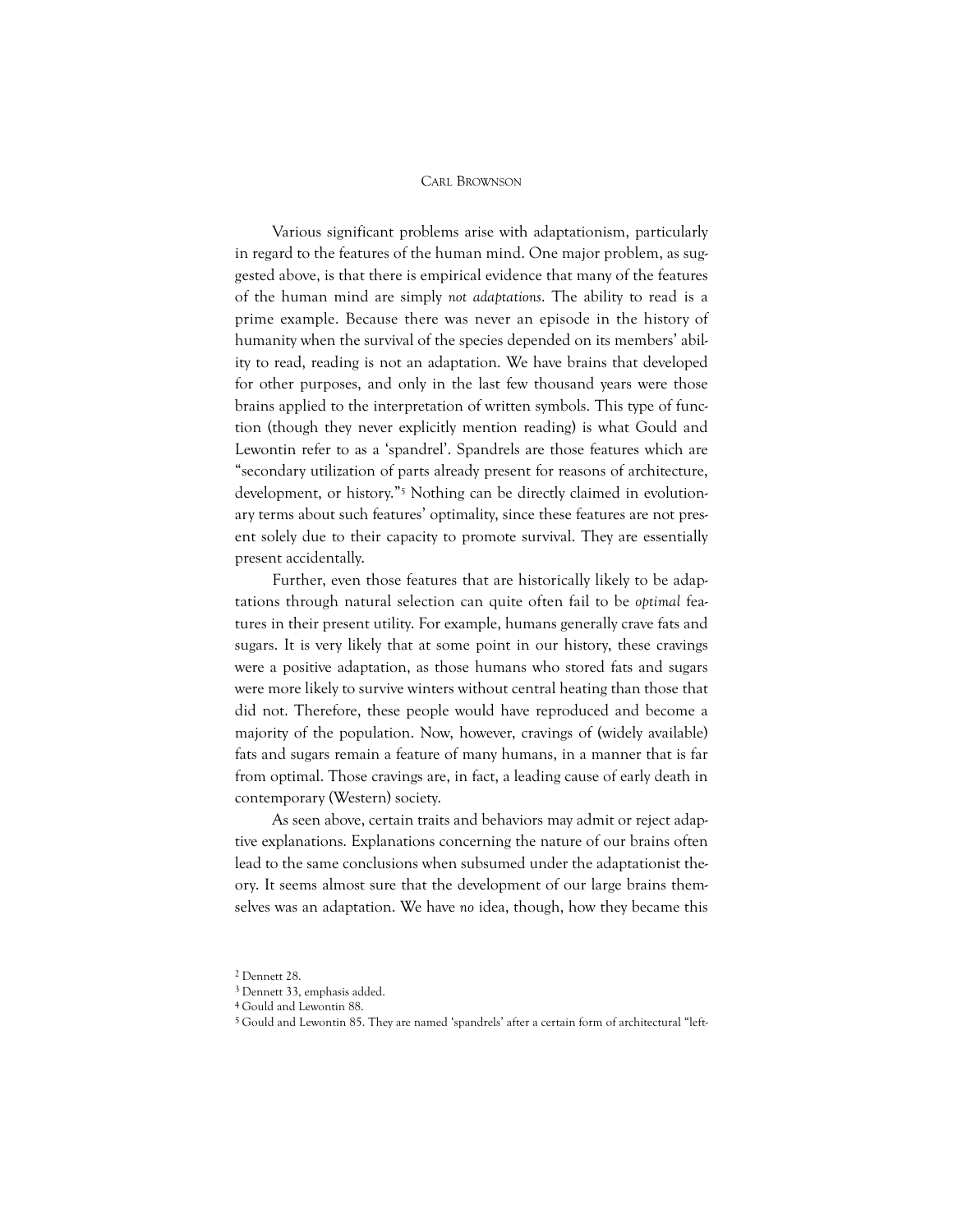Various significant problems arise with adaptationism, particularly in regard to the features of the human mind. One major problem, as suggested above, is that there is empirical evidence that many of the features of the human mind are simply *not adaptations*. The ability to read is a prime example. Because there was never an episode in the history of humanity when the survival of the species depended on its members' ability to read, reading is not an adaptation. We have brains that developed for other purposes, and only in the last few thousand years were those brains applied to the interpretation of written symbols. This type of function (though they never explicitly mention reading) is what Gould and Lewontin refer to as a 'spandrel'. Spandrels are those features which are "secondary utilization of parts already present for reasons of architecture, development, or history."[5] Nothing can be directly claimed in evolutionary terms about such features' optimality, since these features are not present solely due to their capacity to promote survival. They are essentially present accidentally.

Further, even those features that are historically likely to be adaptations through natural selection can quite often fail to be *optimal* features in their present utility. For example, humans generally crave fats and sugars. It is very likely that at some point in our history, these cravings were a positive adaptation, as those humans who stored fats and sugars were more likely to survive winters without central heating than those that did not. Therefore, these people would have reproduced and become a majority of the population. Now, however, cravings of (widely available) fats and sugars remain a feature of many humans, in a manner that is far from optimal. Those cravings are, in fact, a leading cause of early death in contemporary (Western) society.

As seen above, certain traits and behaviors may admit or reject adaptive explanations. Explanations concerning the nature of our brains often lead to the same conclusions when subsumed under the adaptationist theory. It seems almost sure that the development of our large brains themselves was an adaptation. We have *no* idea, though, how they became this

[2] Dennett 28.

[3] Dennett 33, emphasis added.

[4] Gould and Lewontin 88.

[5] Gould and Lewontin 85. They are named 'spandrels' after a certain form of architectural "left-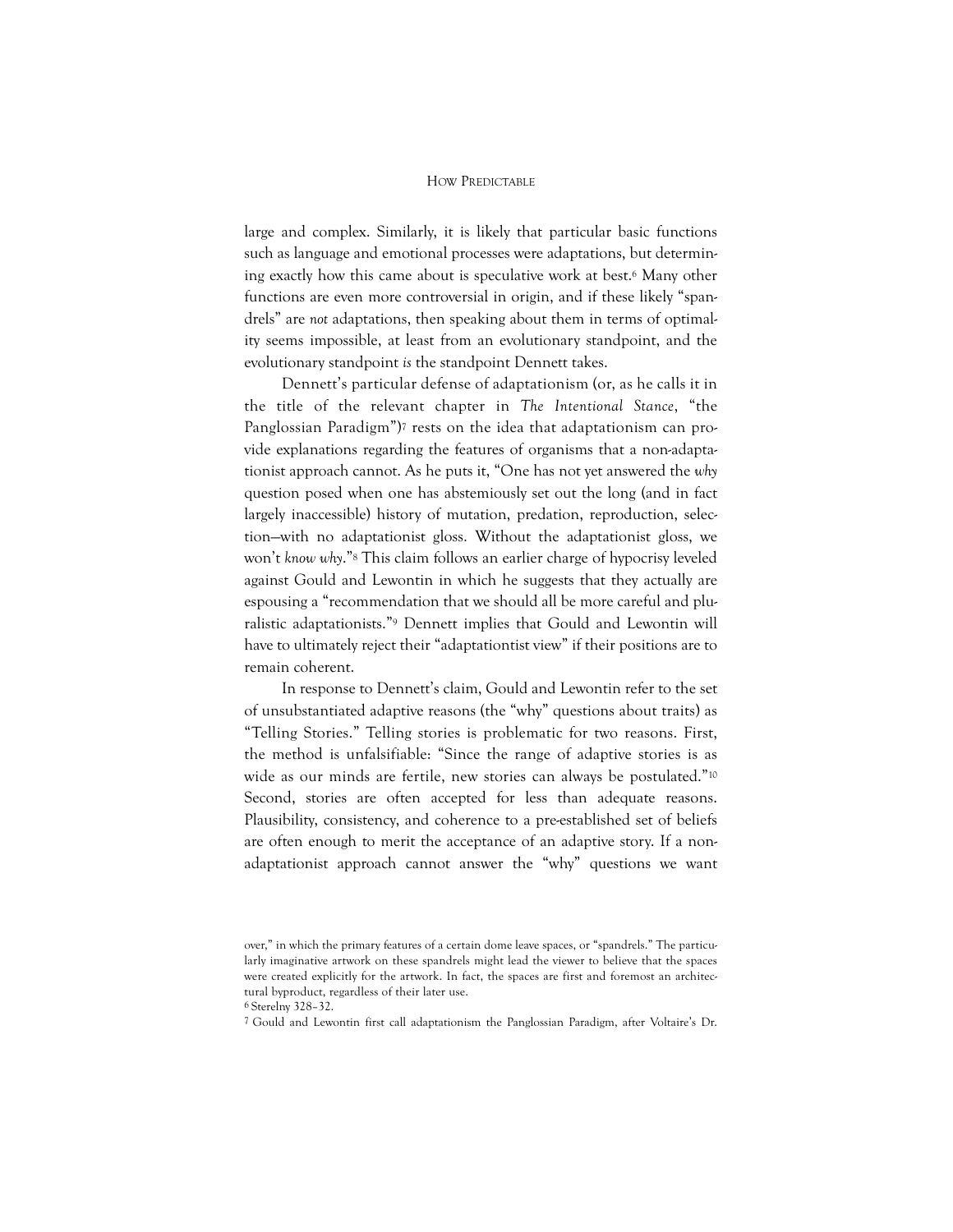large and complex. Similarly, it is likely that particular basic functions such as language and emotional processes were adaptations, but determining exactly how this came about is speculative work at best.[6] Many other functions are even more controversial in origin, and if these likely "spandrels" are *not* adaptations, then speaking about them in terms of optimality seems impossible, at least from an evolutionary standpoint, and the evolutionary standpoint *is* the standpoint Dennett takes.

Dennett's particular defense of adaptationism (or, as he calls it in the title of the relevant chapter in *The Intentional Stance*, "the Panglossian Paradigm")[7] rests on the idea that adaptationism can provide explanations regarding the features of organisms that a non-adaptationist approach cannot. As he puts it, "One has not yet answered the *why* question posed when one has abstemiously set out the long (and in fact largely inaccessible) history of mutation, predation, reproduction, selection—with no adaptationist gloss. Without the adaptationist gloss, we won't *know why*."[8] This claim follows an earlier charge of hypocrisy leveled against Gould and Lewontin in which he suggests that they actually are espousing a "recommendation that we should all be more careful and pluralistic adaptationists."[9] Dennett implies that Gould and Lewontin will have to ultimately reject their "adaptationtist view" if their positions are to remain coherent.

In response to Dennett's claim, Gould and Lewontin refer to the set of unsubstantiated adaptive reasons (the "why" questions about traits) as "Telling Stories." Telling stories is problematic for two reasons. First, the method is unfalsifiable: "Since the range of adaptive stories is as wide as our minds are fertile, new stories can always be postulated."[10] Second, stories are often accepted for less than adequate reasons. Plausibility, consistency, and coherence to a pre-established set of beliefs are often enough to merit the acceptance of an adaptive story. If a non-adaptationist approach cannot answer the "why" questions we want

over," in which the primary features of a certain dome leave spaces, or "spandrels." The particularly imaginative artwork on these spandrels might lead the viewer to believe that the spaces were created explicitly for the artwork. In fact, the spaces are first and foremost an architectural byproduct, regardless of their later use.

[6] Sterelny 328–32.

[7] Gould and Lewontin first call adaptationism the Panglossian Paradigm, after Voltaire's Dr.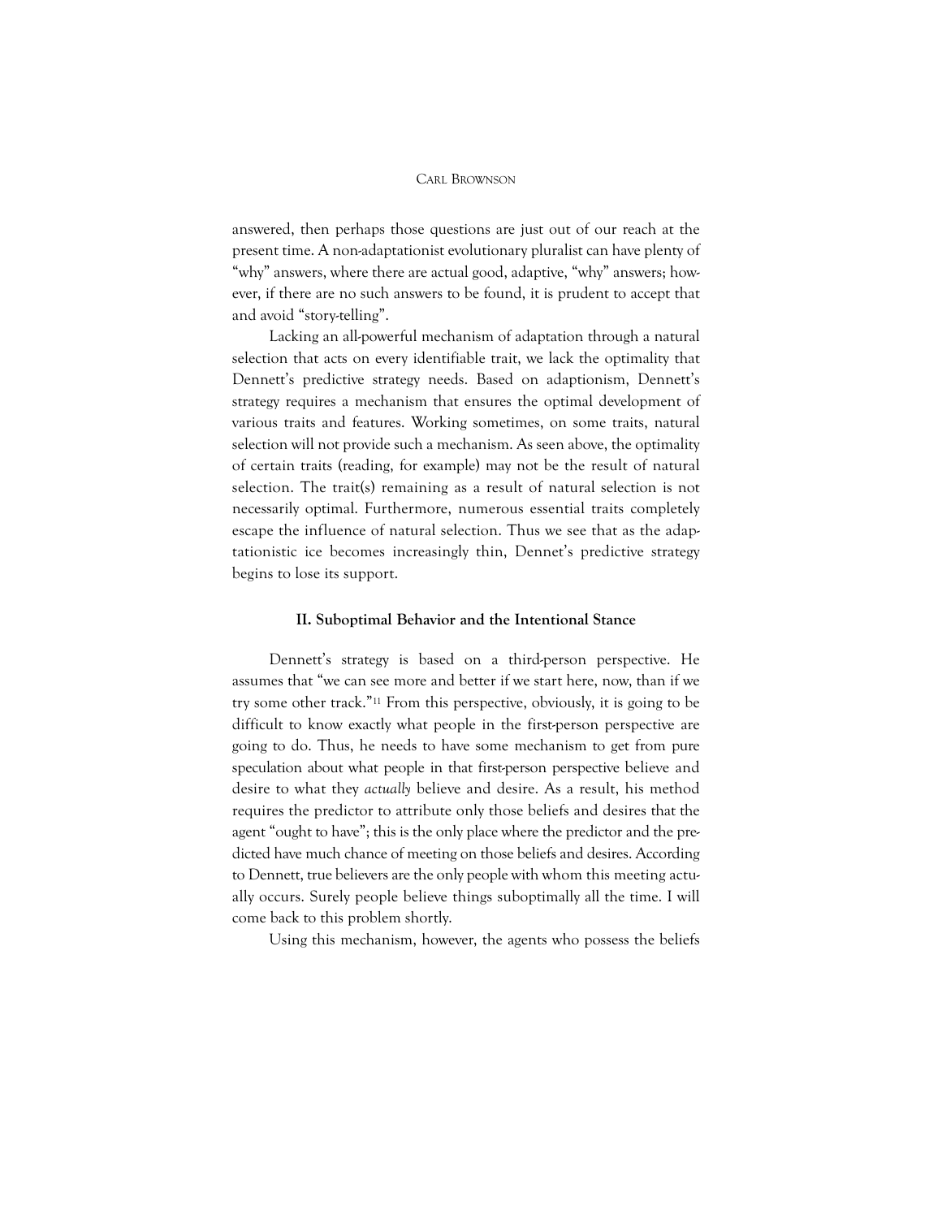answered, then perhaps those questions are just out of our reach at the present time. A non-adaptationist evolutionary pluralist can have plenty of "why" answers, where there are actual good, adaptive, "why" answers; however, if there are no such answers to be found, it is prudent to accept that and avoid "story-telling".

Lacking an all-powerful mechanism of adaptation through a natural selection that acts on every identifiable trait, we lack the optimality that Dennett's predictive strategy needs. Based on adaptionism, Dennett's strategy requires a mechanism that ensures the optimal development of various traits and features. Working sometimes, on some traits, natural selection will not provide such a mechanism. As seen above, the optimality of certain traits (reading, for example) may not be the result of natural selection. The trait(s) remaining as a result of natural selection is not necessarily optimal. Furthermore, numerous essential traits completely escape the influence of natural selection. Thus we see that as the adaptationistic ice becomes increasingly thin, Dennet's predictive strategy begins to lose its support.

## II. Suboptimal Behavior and the Intentional Stance

Dennett's strategy is based on a third-person perspective. He assumes that "we can see more and better if we start here, now, than if we try some other track."[11] From this perspective, obviously, it is going to be difficult to know exactly what people in the first-person perspective are going to do. Thus, he needs to have some mechanism to get from pure speculation about what people in that first-person perspective believe and desire to what they *actually* believe and desire. As a result, his method requires the predictor to attribute only those beliefs and desires that the agent "ought to have"; this is the only place where the predictor and the predicted have much chance of meeting on those beliefs and desires. According to Dennett, true believers are the only people with whom this meeting actually occurs. Surely people believe things suboptimally all the time. I will come back to this problem shortly.

Using this mechanism, however, the agents who possess the beliefs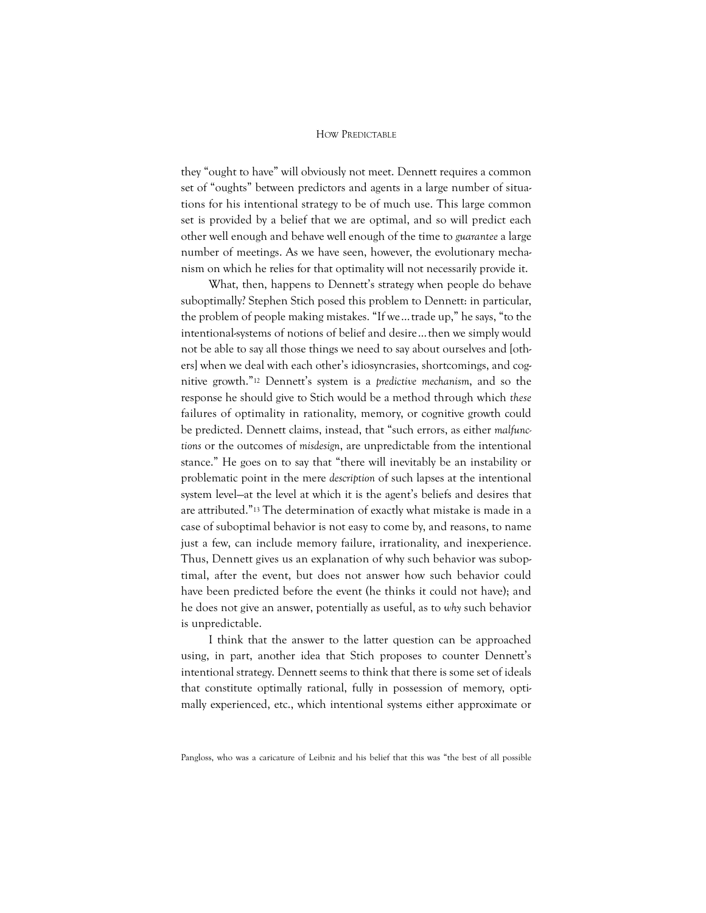they "ought to have" will obviously not meet. Dennett requires a common set of "oughts" between predictors and agents in a large number of situations for his intentional strategy to be of much use. This large common set is provided by a belief that we are optimal, and so will predict each other well enough and behave well enough of the time to *guarantee* a large number of meetings. As we have seen, however, the evolutionary mechanism on which he relies for that optimality will not necessarily provide it.

What, then, happens to Dennett's strategy when people do behave suboptimally? Stephen Stich posed this problem to Dennett: in particular, the problem of people making mistakes. "If we … trade up," he says, "to the intentional-systems of notions of belief and desire … then we simply would not be able to say all those things we need to say about ourselves and [others] when we deal with each other's idiosyncrasies, shortcomings, and cognitive growth."[12] Dennett's system is a *predictive mechanism*, and so the response he should give to Stich would be a method through which *these* failures of optimality in rationality, memory, or cognitive growth could be predicted. Dennett claims, instead, that "such errors, as either *malfunctions* or the outcomes of *misdesign*, are unpredictable from the intentional stance." He goes on to say that "there will inevitably be an instability or problematic point in the mere *description* of such lapses at the intentional system level—at the level at which it is the agent's beliefs and desires that are attributed."[13] The determination of exactly what mistake is made in a case of suboptimal behavior is not easy to come by, and reasons, to name just a few, can include memory failure, irrationality, and inexperience. Thus, Dennett gives us an explanation of why such behavior was suboptimal, after the event, but does not answer how such behavior could have been predicted before the event (he thinks it could not have); and he does not give an answer, potentially as useful, as to *why* such behavior is unpredictable.

I think that the answer to the latter question can be approached using, in part, another idea that Stich proposes to counter Dennett's intentional strategy. Dennett seems to think that there is some set of ideals that constitute optimally rational, fully in possession of memory, optimally experienced, etc., which intentional systems either approximate or

Pangloss, who was a caricature of Leibniz and his belief that this was "the best of all possible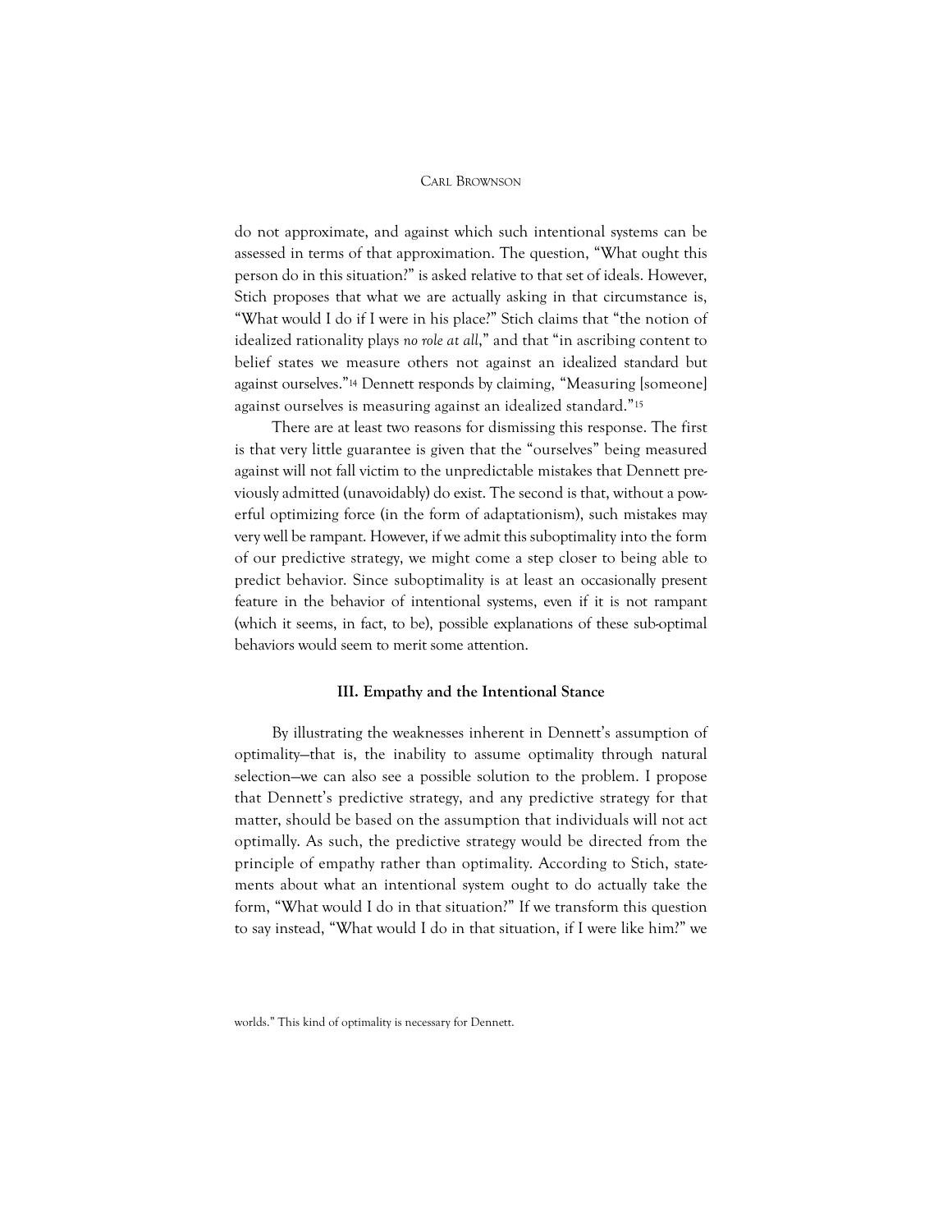do not approximate, and against which such intentional systems can be assessed in terms of that approximation. The question, "What ought this person do in this situation?" is asked relative to that set of ideals. However, Stich proposes that what we are actually asking in that circumstance is, "What would I do if I were in his place?" Stich claims that "the notion of idealized rationality plays *no role at all*," and that "in ascribing content to belief states we measure others not against an idealized standard but against ourselves."[14] Dennett responds by claiming, "Measuring [someone] against ourselves is measuring against an idealized standard."[15]

There are at least two reasons for dismissing this response. The first is that very little guarantee is given that the "ourselves" being measured against will not fall victim to the unpredictable mistakes that Dennett previously admitted (unavoidably) do exist. The second is that, without a powerful optimizing force (in the form of adaptationism), such mistakes may very well be rampant. However, if we admit this suboptimality into the form of our predictive strategy, we might come a step closer to being able to predict behavior. Since suboptimality is at least an occasionally present feature in the behavior of intentional systems, even if it is not rampant (which it seems, in fact, to be), possible explanations of these sub-optimal behaviors would seem to merit some attention.

### III. Empathy and the Intentional Stance

By illustrating the weaknesses inherent in Dennett's assumption of optimality—that is, the inability to assume optimality through natural selection—we can also see a possible solution to the problem. I propose that Dennett's predictive strategy, and any predictive strategy for that matter, should be based on the assumption that individuals will not act optimally. As such, the predictive strategy would be directed from the principle of empathy rather than optimality. According to Stich, statements about what an intentional system ought to do actually take the form, "What would I do in that situation?" If we transform this question to say instead, "What would I do in that situation, if I were like him?" we

worlds." This kind of optimality is necessary for Dennett.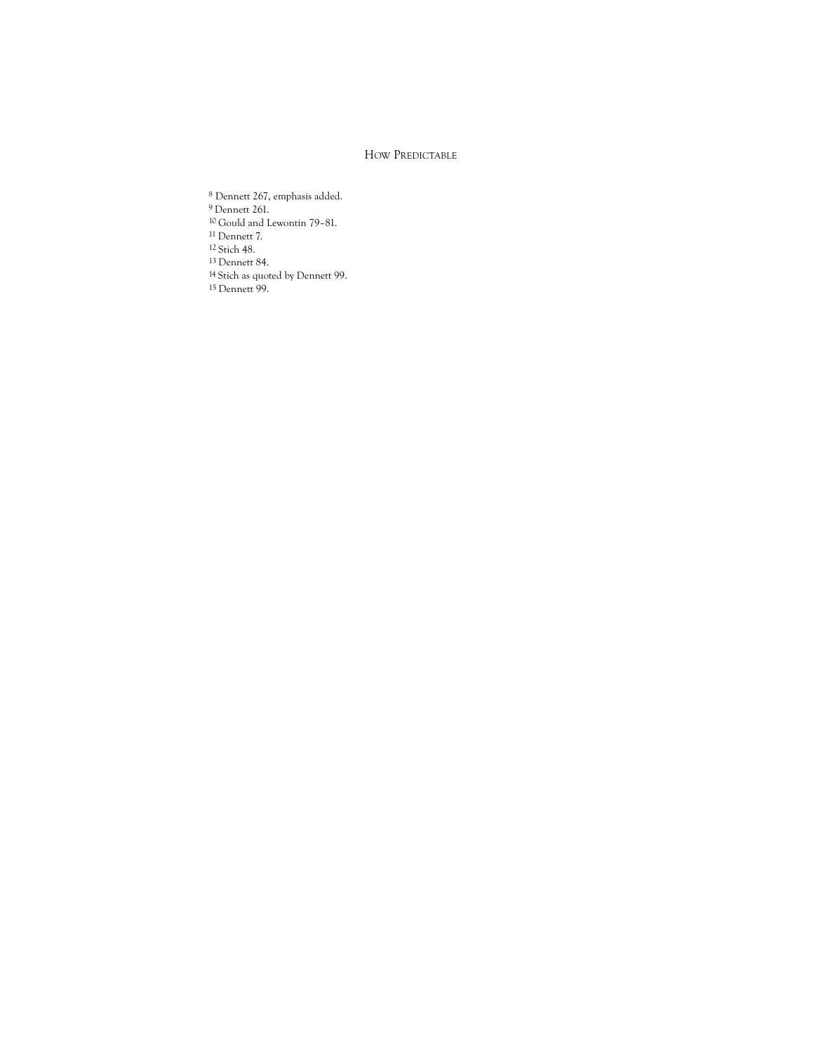[8] Dennett 267, emphasis added.
[9] Dennett 261.
[10] Gould and Lewontin 79–81.
[11] Dennett 7.
[12] Stich 48.
[13] Dennett 84.
[14] Stich as quoted by Dennett 99.
[15] Dennett 99.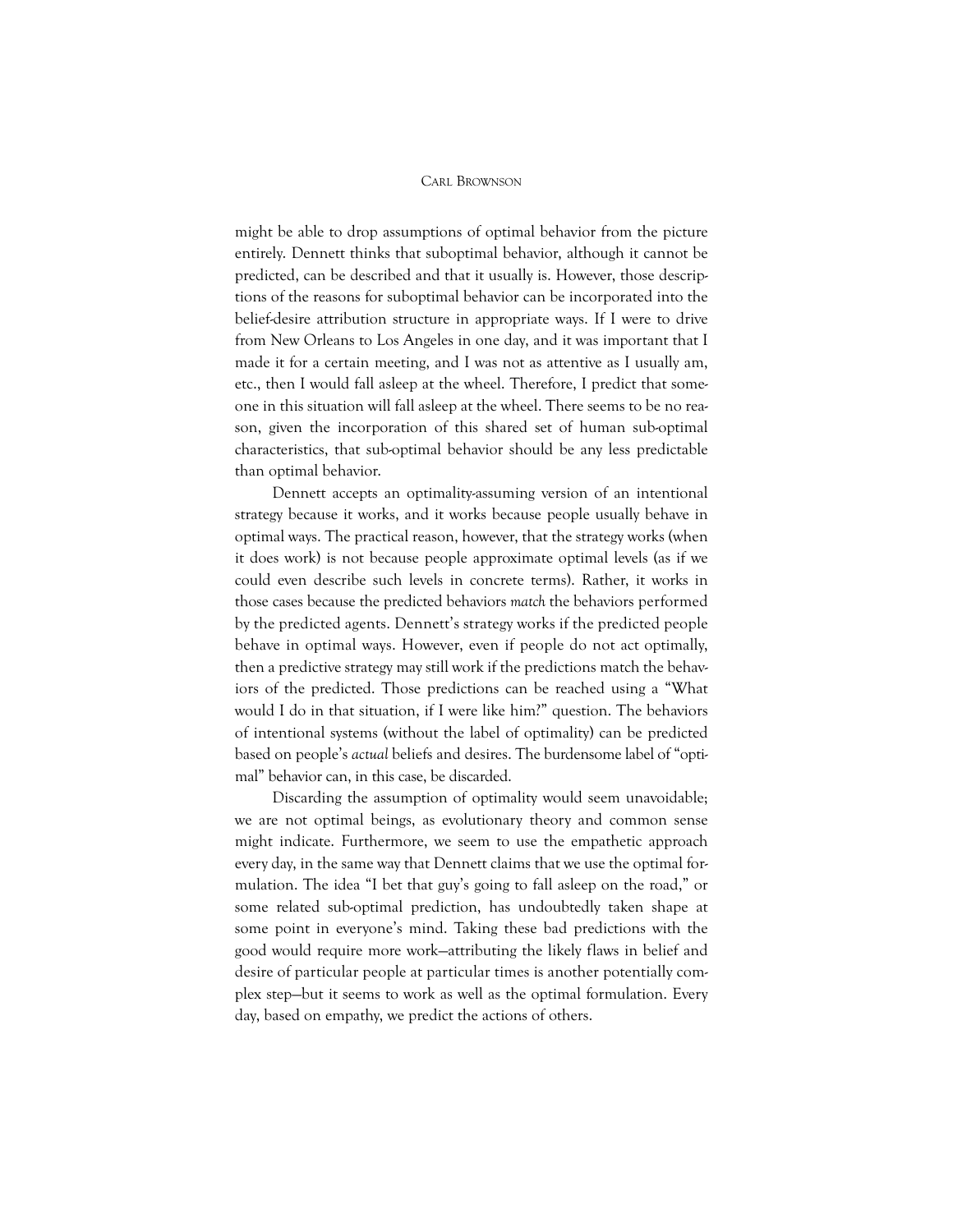might be able to drop assumptions of optimal behavior from the picture entirely. Dennett thinks that suboptimal behavior, although it cannot be predicted, can be described and that it usually is. However, those descriptions of the reasons for suboptimal behavior can be incorporated into the belief-desire attribution structure in appropriate ways. If I were to drive from New Orleans to Los Angeles in one day, and it was important that I made it for a certain meeting, and I was not as attentive as I usually am, etc., then I would fall asleep at the wheel. Therefore, I predict that someone in this situation will fall asleep at the wheel. There seems to be no reason, given the incorporation of this shared set of human sub-optimal characteristics, that sub-optimal behavior should be any less predictable than optimal behavior.

Dennett accepts an optimality-assuming version of an intentional strategy because it works, and it works because people usually behave in optimal ways. The practical reason, however, that the strategy works (when it does work) is not because people approximate optimal levels (as if we could even describe such levels in concrete terms). Rather, it works in those cases because the predicted behaviors *match* the behaviors performed by the predicted agents. Dennett's strategy works if the predicted people behave in optimal ways. However, even if people do not act optimally, then a predictive strategy may still work if the predictions match the behaviors of the predicted. Those predictions can be reached using a "What would I do in that situation, if I were like him?" question. The behaviors of intentional systems (without the label of optimality) can be predicted based on people's *actual* beliefs and desires. The burdensome label of "optimal" behavior can, in this case, be discarded.

Discarding the assumption of optimality would seem unavoidable; we are not optimal beings, as evolutionary theory and common sense might indicate. Furthermore, we seem to use the empathetic approach every day, in the same way that Dennett claims that we use the optimal formulation. The idea "I bet that guy's going to fall asleep on the road," or some related sub-optimal prediction, has undoubtedly taken shape at some point in everyone's mind. Taking these bad predictions with the good would require more work—attributing the likely flaws in belief and desire of particular people at particular times is another potentially complex step—but it seems to work as well as the optimal formulation. Every day, based on empathy, we predict the actions of others.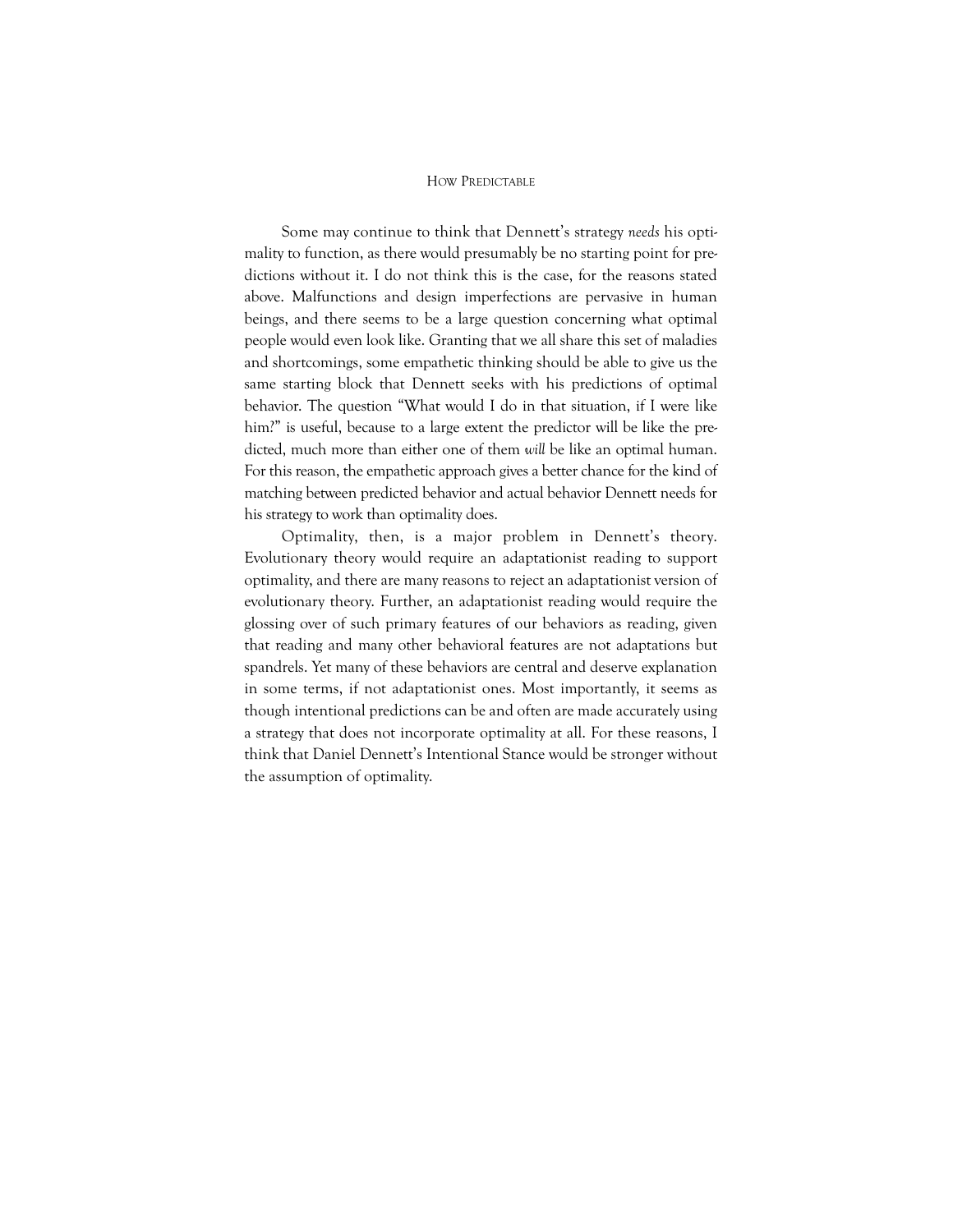Some may continue to think that Dennett's strategy *needs* his optimality to function, as there would presumably be no starting point for predictions without it. I do not think this is the case, for the reasons stated above. Malfunctions and design imperfections are pervasive in human beings, and there seems to be a large question concerning what optimal people would even look like. Granting that we all share this set of maladies and shortcomings, some empathetic thinking should be able to give us the same starting block that Dennett seeks with his predictions of optimal behavior. The question "What would I do in that situation, if I were like him?" is useful, because to a large extent the predictor will be like the predicted, much more than either one of them *will* be like an optimal human. For this reason, the empathetic approach gives a better chance for the kind of matching between predicted behavior and actual behavior Dennett needs for his strategy to work than optimality does.

Optimality, then, is a major problem in Dennett's theory. Evolutionary theory would require an adaptationist reading to support optimality, and there are many reasons to reject an adaptationist version of evolutionary theory. Further, an adaptationist reading would require the glossing over of such primary features of our behaviors as reading, given that reading and many other behavioral features are not adaptations but spandrels. Yet many of these behaviors are central and deserve explanation in some terms, if not adaptationist ones. Most importantly, it seems as though intentional predictions can be and often are made accurately using a strategy that does not incorporate optimality at all. For these reasons, I think that Daniel Dennett's Intentional Stance would be stronger without the assumption of optimality.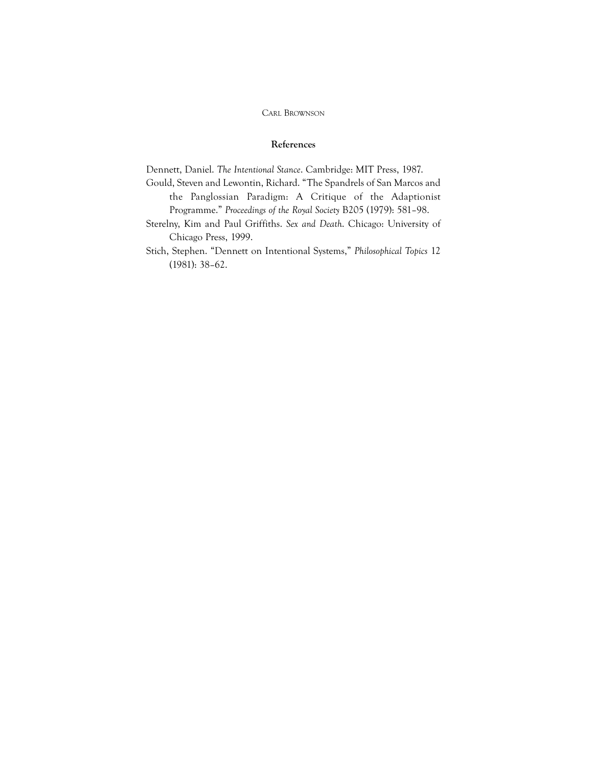## References

Dennett, Daniel. *The Intentional Stance*. Cambridge: MIT Press, 1987.

Gould, Steven and Lewontin, Richard. "The Spandrels of San Marcos and the Panglossian Paradigm: A Critique of the Adaptionist Programme." *Proceedings of the Royal Society* B205 (1979): 581–98.

Sterelny, Kim and Paul Griffiths. *Sex and Death*. Chicago: University of Chicago Press, 1999.

Stich, Stephen. "Dennett on Intentional Systems," *Philosophical Topics* 12 (1981): 38–62.